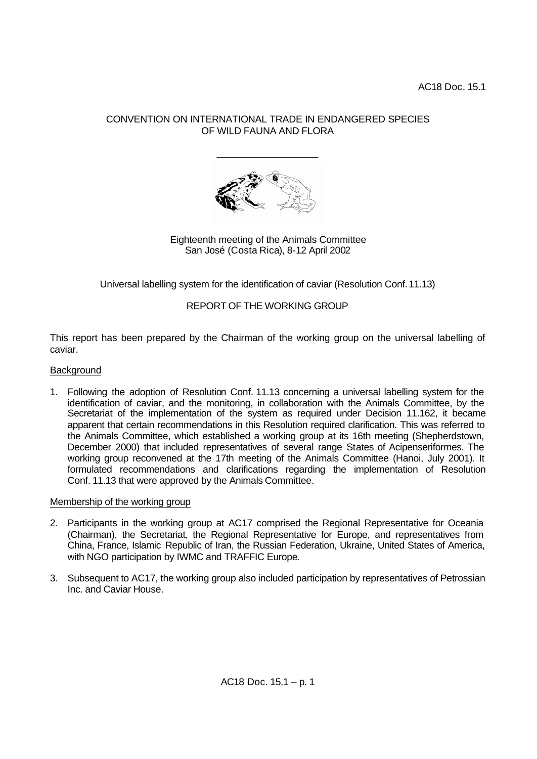AC18 Doc. 15.1

CONVENTION ON INTERNATIONAL TRADE IN ENDANGERED SPECIES
OF WILD FAUNA AND FLORA

\_\_\_\_\_\_\_\_\_\_\_\_\_\_\_\_\_\_\_\_

Eighteenth meeting of the Animals Committee
San José (Costa Rica), 8-12 April 2002

Universal labelling system for the identification of caviar (Resolution Conf. 11.13)

REPORT OF THE WORKING GROUP

This report has been prepared by the Chairman of the working group on the universal labelling of caviar.

## Background

1. Following the adoption of Resolution Conf. 11.13 concerning a universal labelling system for the identification of caviar, and the monitoring, in collaboration with the Animals Committee, by the Secretariat of the implementation of the system as required under Decision 11.162, it became apparent that certain recommendations in this Resolution required clarification. This was referred to the Animals Committee, which established a working group at its 16th meeting (Shepherdstown, December 2000) that included representatives of several range States of Acipenseriformes. The working group reconvened at the 17th meeting of the Animals Committee (Hanoi, July 2001). It formulated recommendations and clarifications regarding the implementation of Resolution Conf. 11.13 that were approved by the Animals Committee.

## Membership of the working group

2. Participants in the working group at AC17 comprised the Regional Representative for Oceania (Chairman), the Secretariat, the Regional Representative for Europe, and representatives from China, France, Islamic Republic of Iran, the Russian Federation, Ukraine, United States of America, with NGO participation by IWMC and TRAFFIC Europe.

3. Subsequent to AC17, the working group also included participation by representatives of Petrossian Inc. and Caviar House.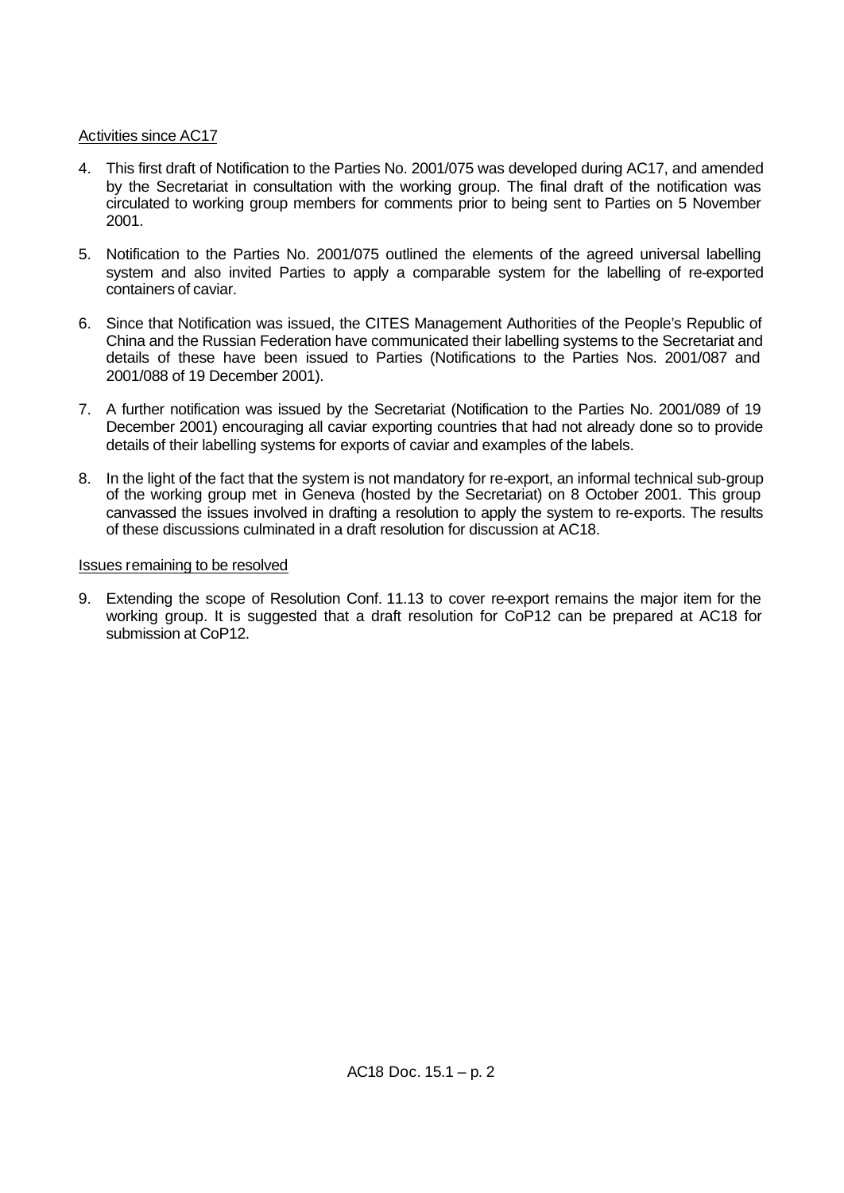Activities since AC17

4. This first draft of Notification to the Parties No. 2001/075 was developed during AC17, and amended by the Secretariat in consultation with the working group. The final draft of the notification was circulated to working group members for comments prior to being sent to Parties on 5 November 2001.

5. Notification to the Parties No. 2001/075 outlined the elements of the agreed universal labelling system and also invited Parties to apply a comparable system for the labelling of re-exported containers of caviar.

6. Since that Notification was issued, the CITES Management Authorities of the People's Republic of China and the Russian Federation have communicated their labelling systems to the Secretariat and details of these have been issued to Parties (Notifications to the Parties Nos. 2001/087 and 2001/088 of 19 December 2001).

7. A further notification was issued by the Secretariat (Notification to the Parties No. 2001/089 of 19 December 2001) encouraging all caviar exporting countries that had not already done so to provide details of their labelling systems for exports of caviar and examples of the labels.

8. In the light of the fact that the system is not mandatory for re-export, an informal technical sub-group of the working group met in Geneva (hosted by the Secretariat) on 8 October 2001. This group canvassed the issues involved in drafting a resolution to apply the system to re-exports. The results of these discussions culminated in a draft resolution for discussion at AC18.

Issues remaining to be resolved

9. Extending the scope of Resolution Conf. 11.13 to cover re-export remains the major item for the working group. It is suggested that a draft resolution for CoP12 can be prepared at AC18 for submission at CoP12.